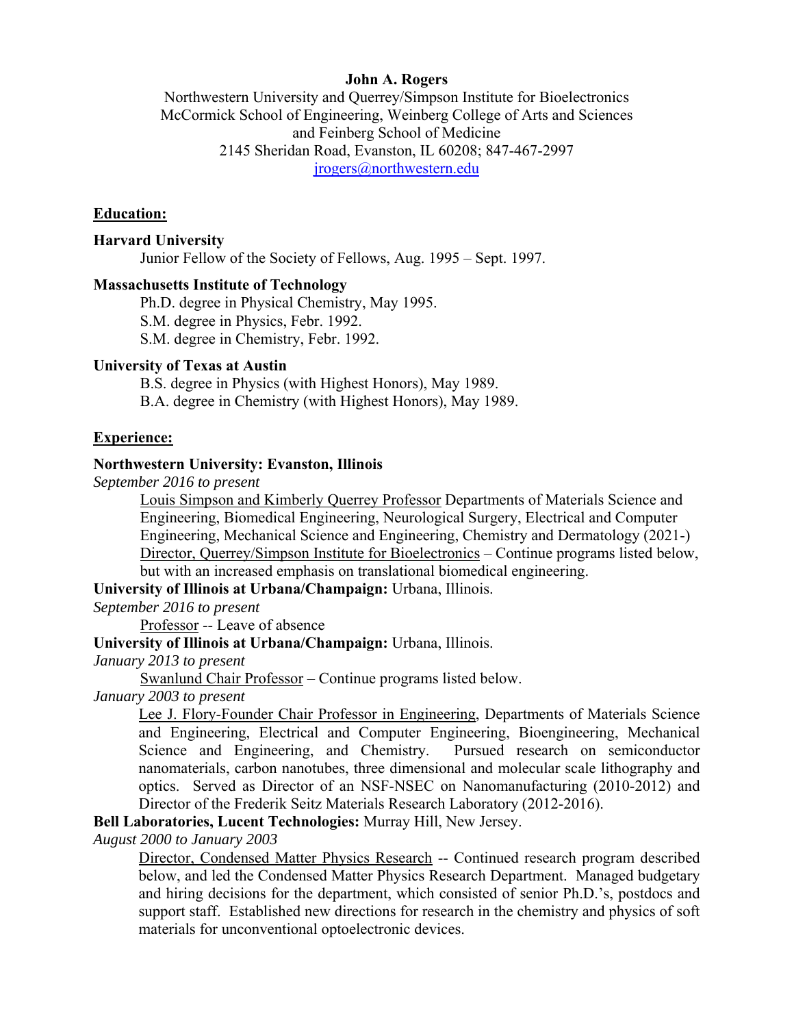**John A. Rogers**

Northwestern University and Querrey/Simpson Institute for Bioelectronics
McCormick School of Engineering, Weinberg College of Arts and Sciences
and Feinberg School of Medicine
2145 Sheridan Road, Evanston, IL 60208; 847-467-2997
jrogers@northwestern.edu

## Education:

**Harvard University**

Junior Fellow of the Society of Fellows, Aug. 1995 – Sept. 1997.

**Massachusetts Institute of Technology**

Ph.D. degree in Physical Chemistry, May 1995.
S.M. degree in Physics, Febr. 1992.
S.M. degree in Chemistry, Febr. 1992.

**University of Texas at Austin**

B.S. degree in Physics (with Highest Honors), May 1989.
B.A. degree in Chemistry (with Highest Honors), May 1989.

## Experience:

**Northwestern University: Evanston, Illinois**

*September 2016 to present*

Louis Simpson and Kimberly Querrey Professor Departments of Materials Science and Engineering, Biomedical Engineering, Neurological Surgery, Electrical and Computer Engineering, Mechanical Science and Engineering, Chemistry and Dermatology (2021-)
Director, Querrey/Simpson Institute for Bioelectronics – Continue programs listed below, but with an increased emphasis on translational biomedical engineering.

**University of Illinois at Urbana/Champaign:** Urbana, Illinois.

*September 2016 to present*

Professor -- Leave of absence

**University of Illinois at Urbana/Champaign:** Urbana, Illinois.

*January 2013 to present*

Swanlund Chair Professor – Continue programs listed below.

*January 2003 to present*

Lee J. Flory-Founder Chair Professor in Engineering, Departments of Materials Science and Engineering, Electrical and Computer Engineering, Bioengineering, Mechanical Science and Engineering, and Chemistry. Pursued research on semiconductor nanomaterials, carbon nanotubes, three dimensional and molecular scale lithography and optics. Served as Director of an NSF-NSEC on Nanomanufacturing (2010-2012) and Director of the Frederik Seitz Materials Research Laboratory (2012-2016).

**Bell Laboratories, Lucent Technologies:** Murray Hill, New Jersey.

*August 2000 to January 2003*

Director, Condensed Matter Physics Research -- Continued research program described below, and led the Condensed Matter Physics Research Department. Managed budgetary and hiring decisions for the department, which consisted of senior Ph.D.'s, postdocs and support staff. Established new directions for research in the chemistry and physics of soft materials for unconventional optoelectronic devices.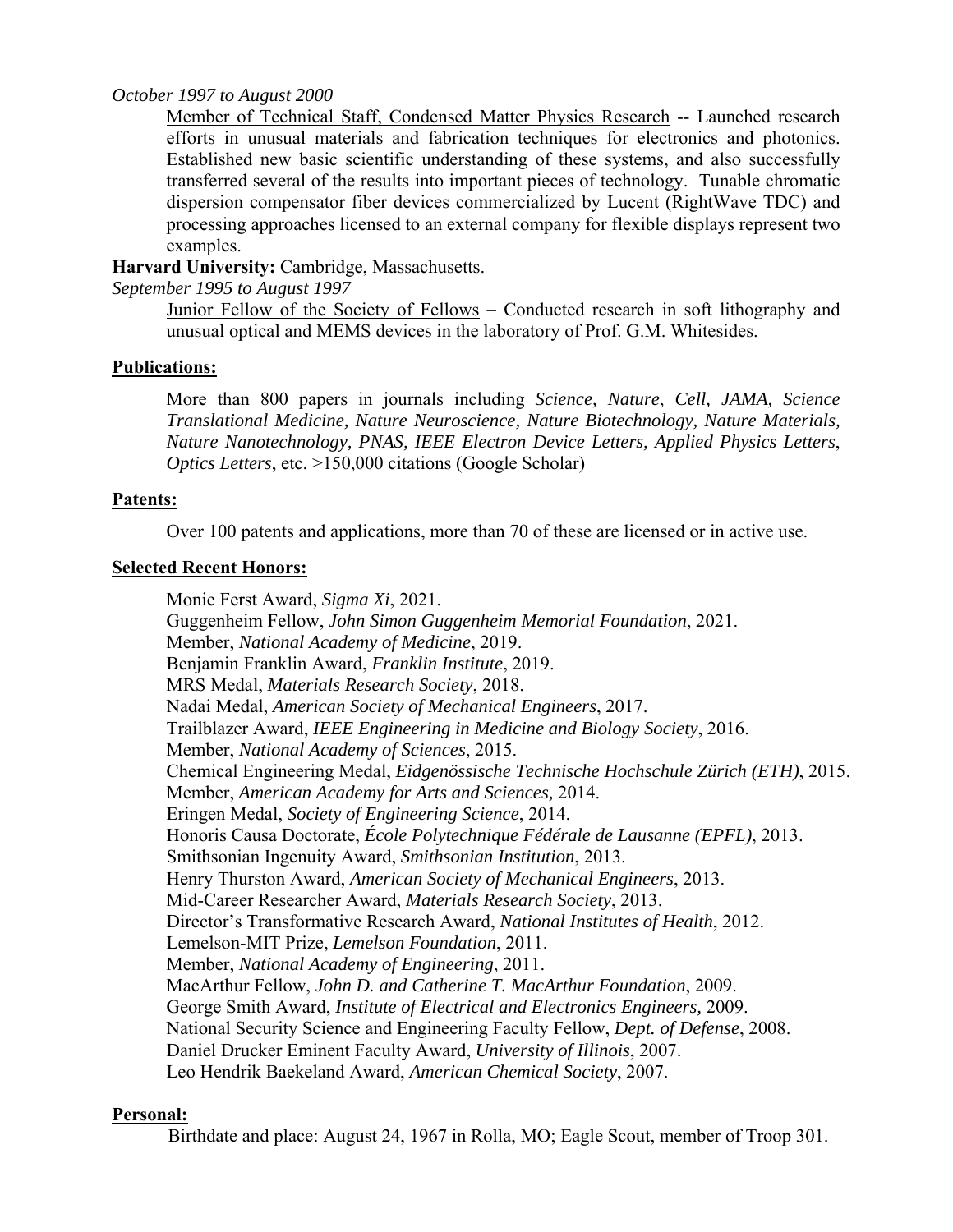*October 1997 to August 2000*

Member of Technical Staff, Condensed Matter Physics Research -- Launched research efforts in unusual materials and fabrication techniques for electronics and photonics. Established new basic scientific understanding of these systems, and also successfully transferred several of the results into important pieces of technology. Tunable chromatic dispersion compensator fiber devices commercialized by Lucent (RightWave TDC) and processing approaches licensed to an external company for flexible displays represent two examples.

**Harvard University:** Cambridge, Massachusetts.

*September 1995 to August 1997*

Junior Fellow of the Society of Fellows – Conducted research in soft lithography and unusual optical and MEMS devices in the laboratory of Prof. G.M. Whitesides.

## Publications:

More than 800 papers in journals including *Science, Nature*, *Cell, JAMA, Science Translational Medicine, Nature Neuroscience, Nature Biotechnology, Nature Materials, Nature Nanotechnology, PNAS, IEEE Electron Device Letters, Applied Physics Letters*, *Optics Letters*, etc. >150,000 citations (Google Scholar)

## Patents:

Over 100 patents and applications, more than 70 of these are licensed or in active use.

## Selected Recent Honors:

Monie Ferst Award, *Sigma Xi*, 2021.
Guggenheim Fellow, *John Simon Guggenheim Memorial Foundation*, 2021.
Member, *National Academy of Medicine*, 2019.
Benjamin Franklin Award, *Franklin Institute*, 2019.
MRS Medal, *Materials Research Society*, 2018.
Nadai Medal, *American Society of Mechanical Engineers*, 2017.
Trailblazer Award, *IEEE Engineering in Medicine and Biology Society*, 2016.
Member, *National Academy of Sciences*, 2015.
Chemical Engineering Medal, *Eidgenössische Technische Hochschule Zürich (ETH)*, 2015.
Member, *American Academy for Arts and Sciences,* 2014.
Eringen Medal, *Society of Engineering Science*, 2014.
Honoris Causa Doctorate, *École Polytechnique Fédérale de Lausanne (EPFL)*, 2013.
Smithsonian Ingenuity Award, *Smithsonian Institution*, 2013.
Henry Thurston Award, *American Society of Mechanical Engineers*, 2013.
Mid-Career Researcher Award, *Materials Research Society*, 2013.
Director's Transformative Research Award, *National Institutes of Health*, 2012.
Lemelson-MIT Prize, *Lemelson Foundation*, 2011.
Member, *National Academy of Engineering*, 2011.
MacArthur Fellow, *John D. and Catherine T. MacArthur Foundation*, 2009.
George Smith Award, *Institute of Electrical and Electronics Engineers,* 2009.
National Security Science and Engineering Faculty Fellow, *Dept. of Defense*, 2008.
Daniel Drucker Eminent Faculty Award, *University of Illinois*, 2007.
Leo Hendrik Baekeland Award, *American Chemical Society*, 2007.

## Personal:

Birthdate and place: August 24, 1967 in Rolla, MO; Eagle Scout, member of Troop 301.